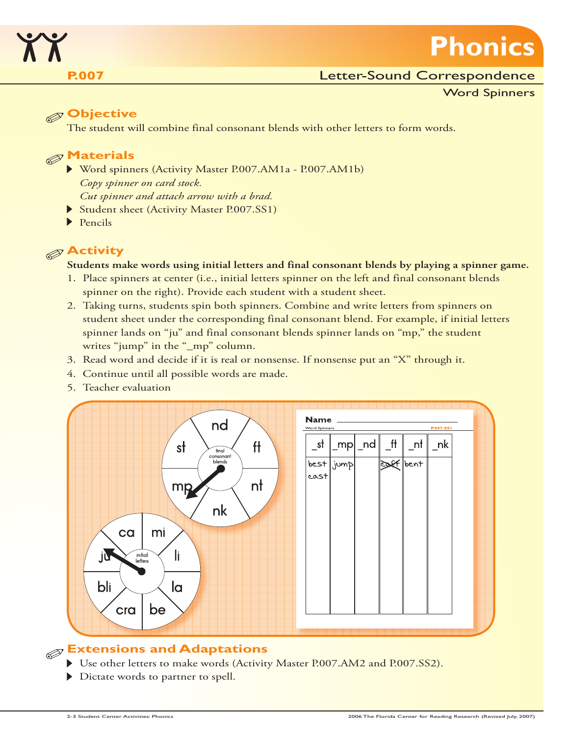# Phonics

**P.007** Letter-Sound Correspondence

Word Spinners

## Objective

The student will combine final consonant blends with other letters to form words.

## Materials

- Word spinners (Activity Master P.007.AM1a - P.007.AM1b)
  *Copy spinner on card stock.*
  *Cut spinner and attach arrow with a brad.*
- Student sheet (Activity Master P.007.SS1)
- Pencils

## Activity

**Students make words using initial letters and final consonant blends by playing a spinner game.**

1. Place spinners at center (i.e., initial letters spinner on the left and final consonant blends spinner on the right). Provide each student with a student sheet.
2. Taking turns, students spin both spinners. Combine and write letters from spinners on student sheet under the corresponding final consonant blend. For example, if initial letters spinner lands on "ju" and final consonant blends spinner lands on "mp," the student writes "jump" in the "_mp" column.
3. Read word and decide if it is real or nonsense. If nonsense put an "X" through it.
4. Continue until all possible words are made.
5. Teacher evaluation

## Extensions and Adaptations

- Use other letters to make words (Activity Master P.007.AM2 and P.007.SS2).
- Dictate words to partner to spell.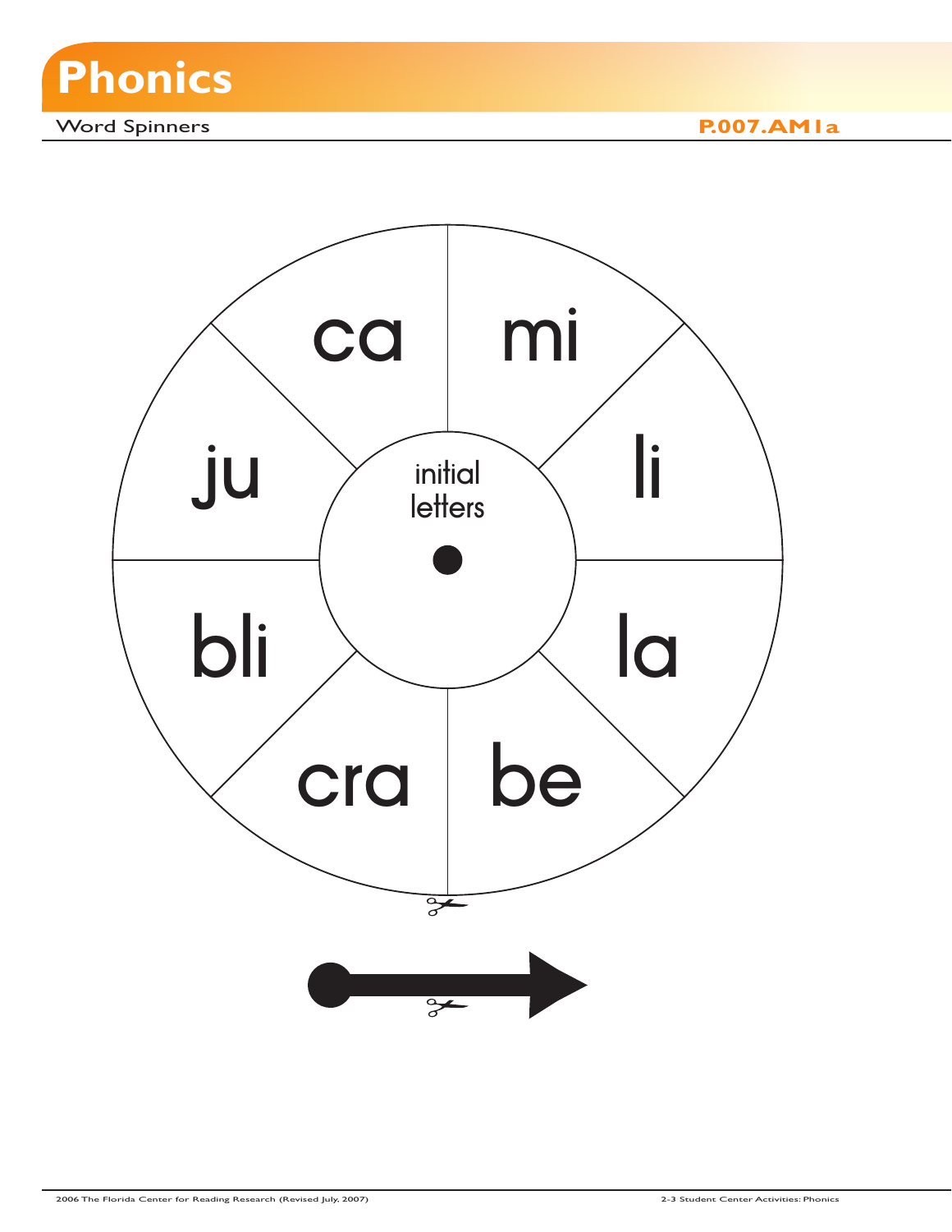# Phonics

Word Spinners

**P.007.AM1a**

ca

mi

li

la

be

cra

bli

ju

initial letters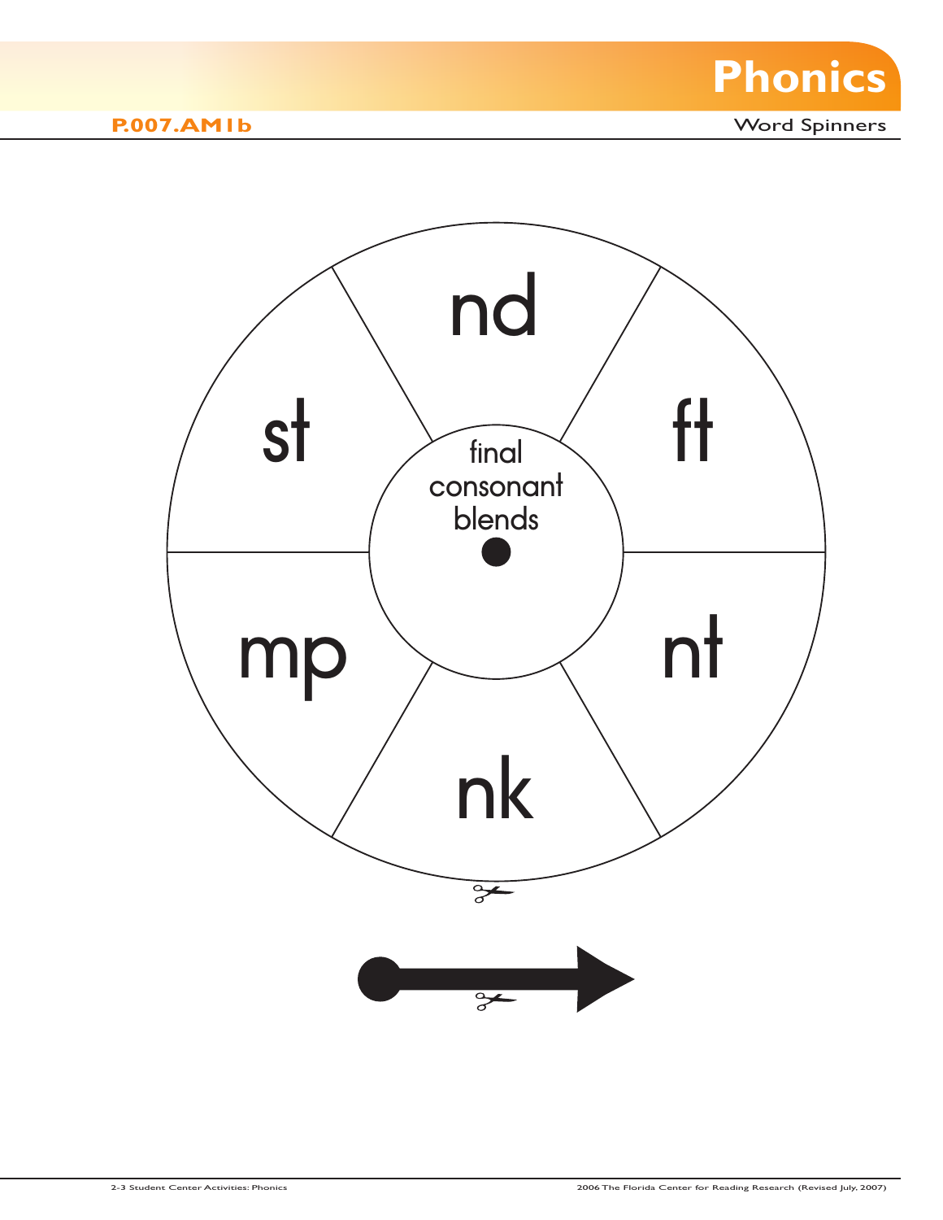# Phonics

**P.007.AM1b**

Word Spinners

nd

ft

nt

nk

mp

st

final consonant blends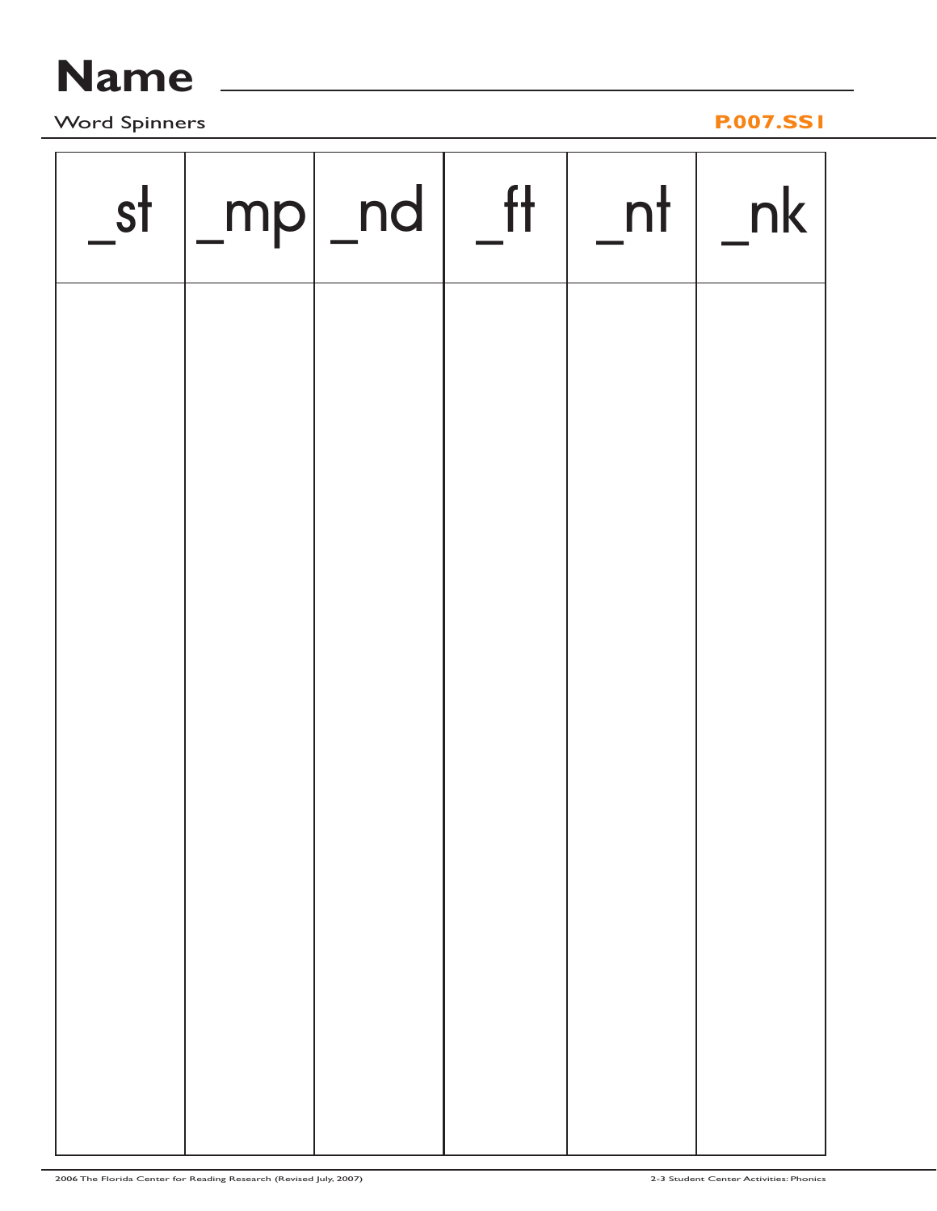# Name ______________________________

Word Spinners

**P.007.SS1**

| _st | _mp | _nd | _ft | _nt | _nk |
|---|---|---|---|---|---|
| | | | | | |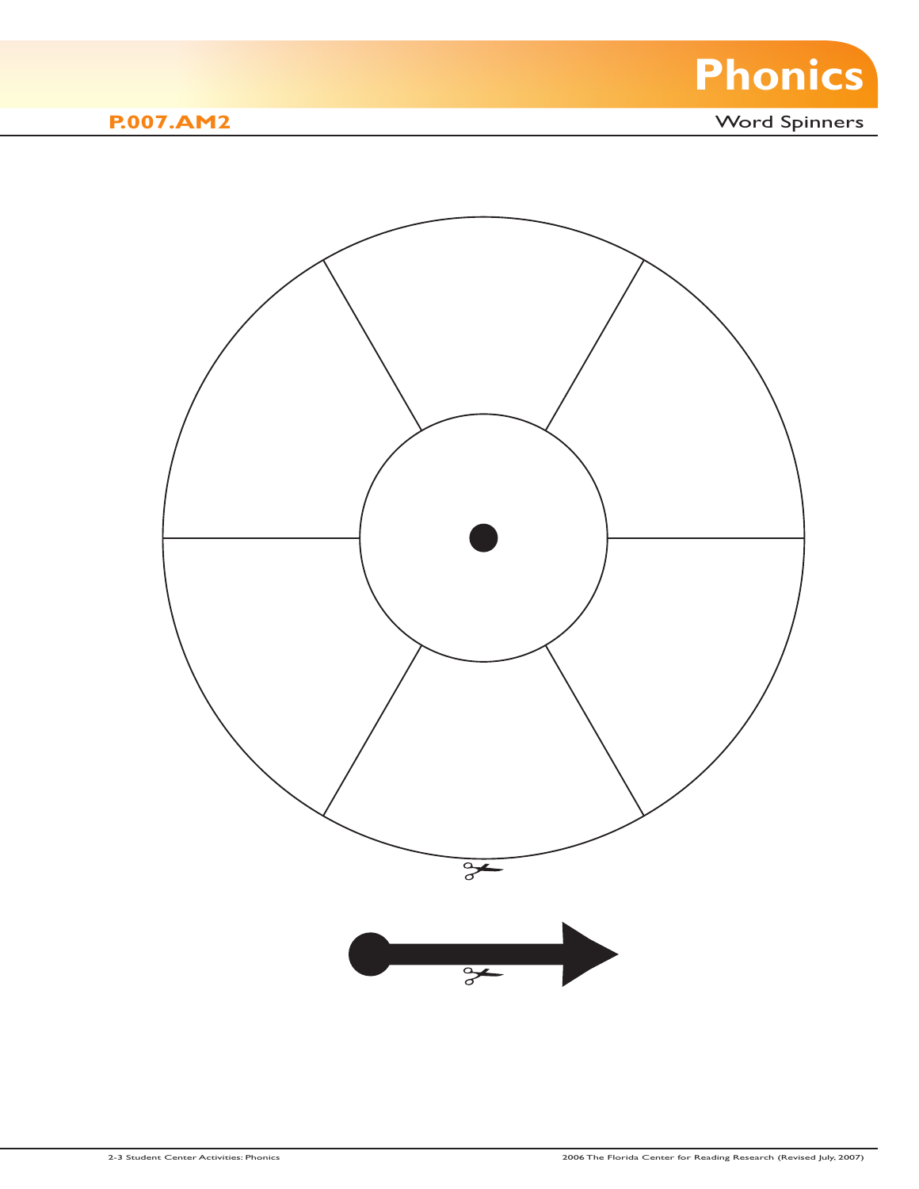# Phonics

**P.007.AM2**

Word Spinners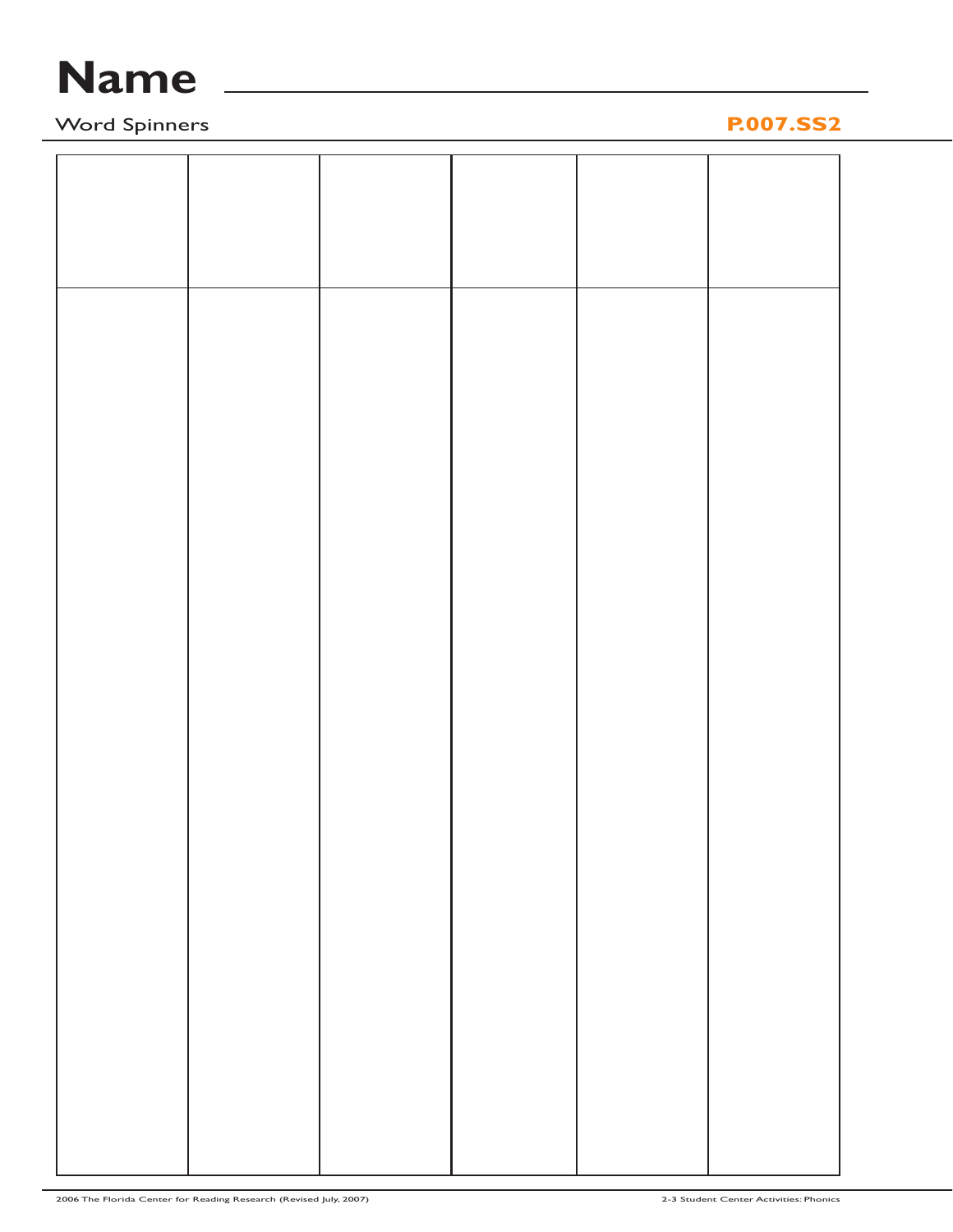# Name ________________________________

Word Spinners

**P.007.SS2**

| | | | | | |
|---|---|---|---|---|---|
| | | | | | |
| | | | | | |